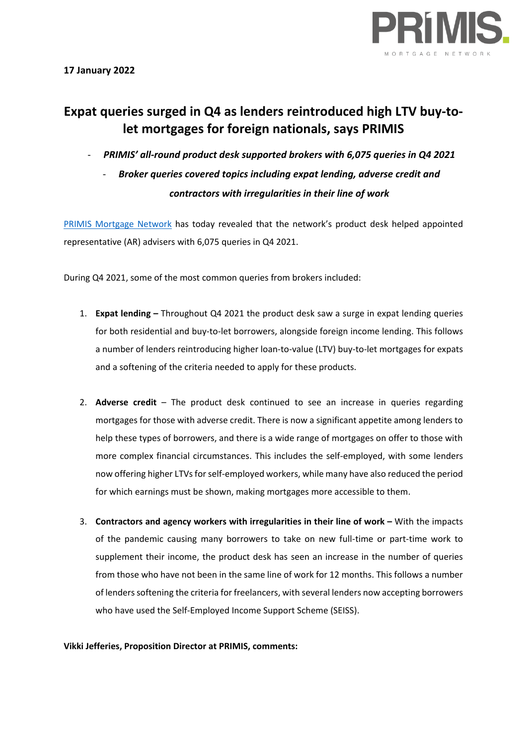**17 January 2022**

# Expat queries surged in Q4 as lenders reintroduced high LTV buy-to-let mortgages for foreign nationals, says PRIMIS

- ***PRIMIS' all-round product desk supported brokers with 6,075 queries in Q4 2021***
- ***Broker queries covered topics including expat lending, adverse credit and contractors with irregularities in their line of work***

[PRIMIS Mortgage Network](https://www.primis.co.uk) has today revealed that the network's product desk helped appointed representative (AR) advisers with 6,075 queries in Q4 2021.

During Q4 2021, some of the most common queries from brokers included:

1. **Expat lending –** Throughout Q4 2021 the product desk saw a surge in expat lending queries for both residential and buy-to-let borrowers, alongside foreign income lending. This follows a number of lenders reintroducing higher loan-to-value (LTV) buy-to-let mortgages for expats and a softening of the criteria needed to apply for these products.

2. **Adverse credit** – The product desk continued to see an increase in queries regarding mortgages for those with adverse credit. There is now a significant appetite among lenders to help these types of borrowers, and there is a wide range of mortgages on offer to those with more complex financial circumstances. This includes the self-employed, with some lenders now offering higher LTVs for self-employed workers, while many have also reduced the period for which earnings must be shown, making mortgages more accessible to them.

3. **Contractors and agency workers with irregularities in their line of work –** With the impacts of the pandemic causing many borrowers to take on new full-time or part-time work to supplement their income, the product desk has seen an increase in the number of queries from those who have not been in the same line of work for 12 months. This follows a number of lenders softening the criteria for freelancers, with several lenders now accepting borrowers who have used the Self-Employed Income Support Scheme (SEISS).

**Vikki Jefferies, Proposition Director at PRIMIS, comments:**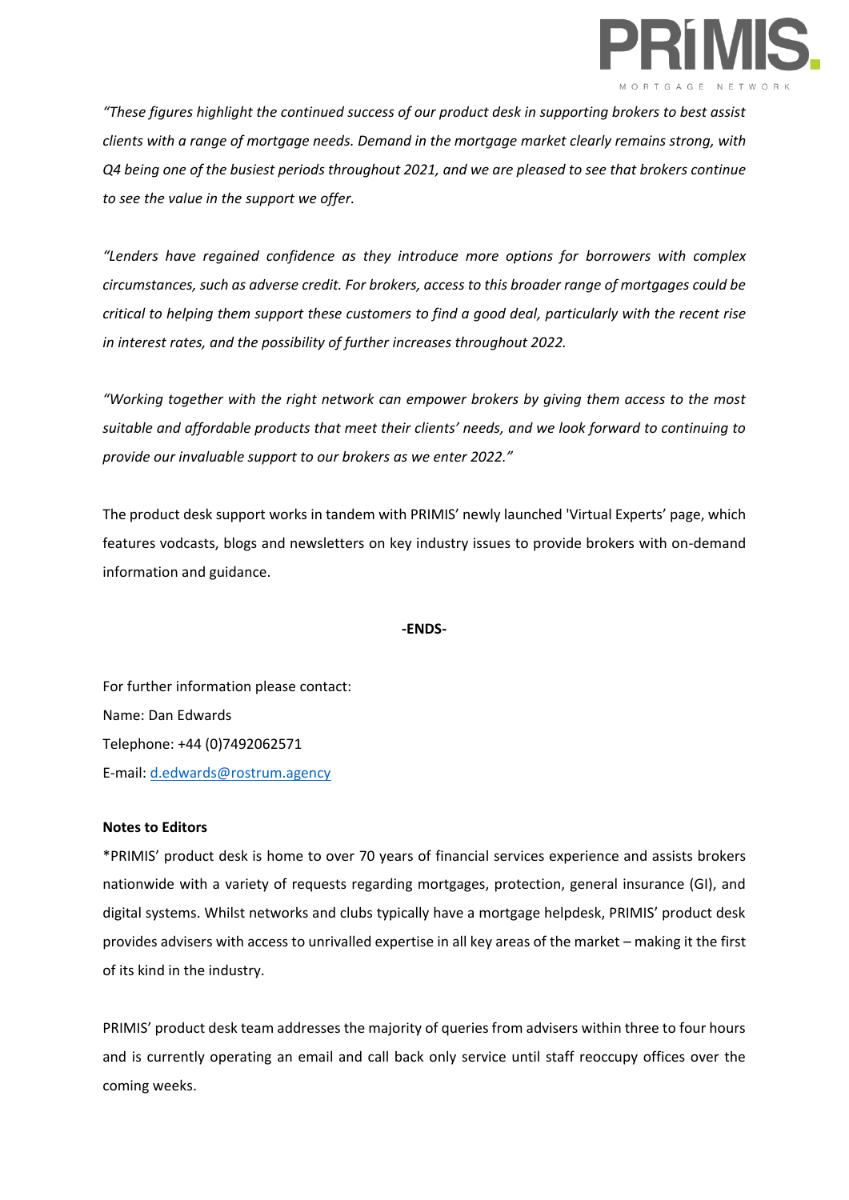*"These figures highlight the continued success of our product desk in supporting brokers to best assist clients with a range of mortgage needs. Demand in the mortgage market clearly remains strong, with Q4 being one of the busiest periods throughout 2021, and we are pleased to see that brokers continue to see the value in the support we offer.*

*"Lenders have regained confidence as they introduce more options for borrowers with complex circumstances, such as adverse credit. For brokers, access to this broader range of mortgages could be critical to helping them support these customers to find a good deal, particularly with the recent rise in interest rates, and the possibility of further increases throughout 2022.*

*"Working together with the right network can empower brokers by giving them access to the most suitable and affordable products that meet their clients' needs, and we look forward to continuing to provide our invaluable support to our brokers as we enter 2022."*

The product desk support works in tandem with PRIMIS' newly launched 'Virtual Experts' page, which features vodcasts, blogs and newsletters on key industry issues to provide brokers with on-demand information and guidance.

**-ENDS-**

For further information please contact:
Name: Dan Edwards
Telephone: +44 (0)7492062571
E-mail: [d.edwards@rostrum.agency](mailto:d.edwards@rostrum.agency)

**Notes to Editors**

*PRIMIS' product desk is home to over 70 years of financial services experience and assists brokers nationwide with a variety of requests regarding mortgages, protection, general insurance (GI), and digital systems. Whilst networks and clubs typically have a mortgage helpdesk, PRIMIS' product desk provides advisers with access to unrivalled expertise in all key areas of the market – making it the first of its kind in the industry.

PRIMIS' product desk team addresses the majority of queries from advisers within three to four hours and is currently operating an email and call back only service until staff reoccupy offices over the coming weeks.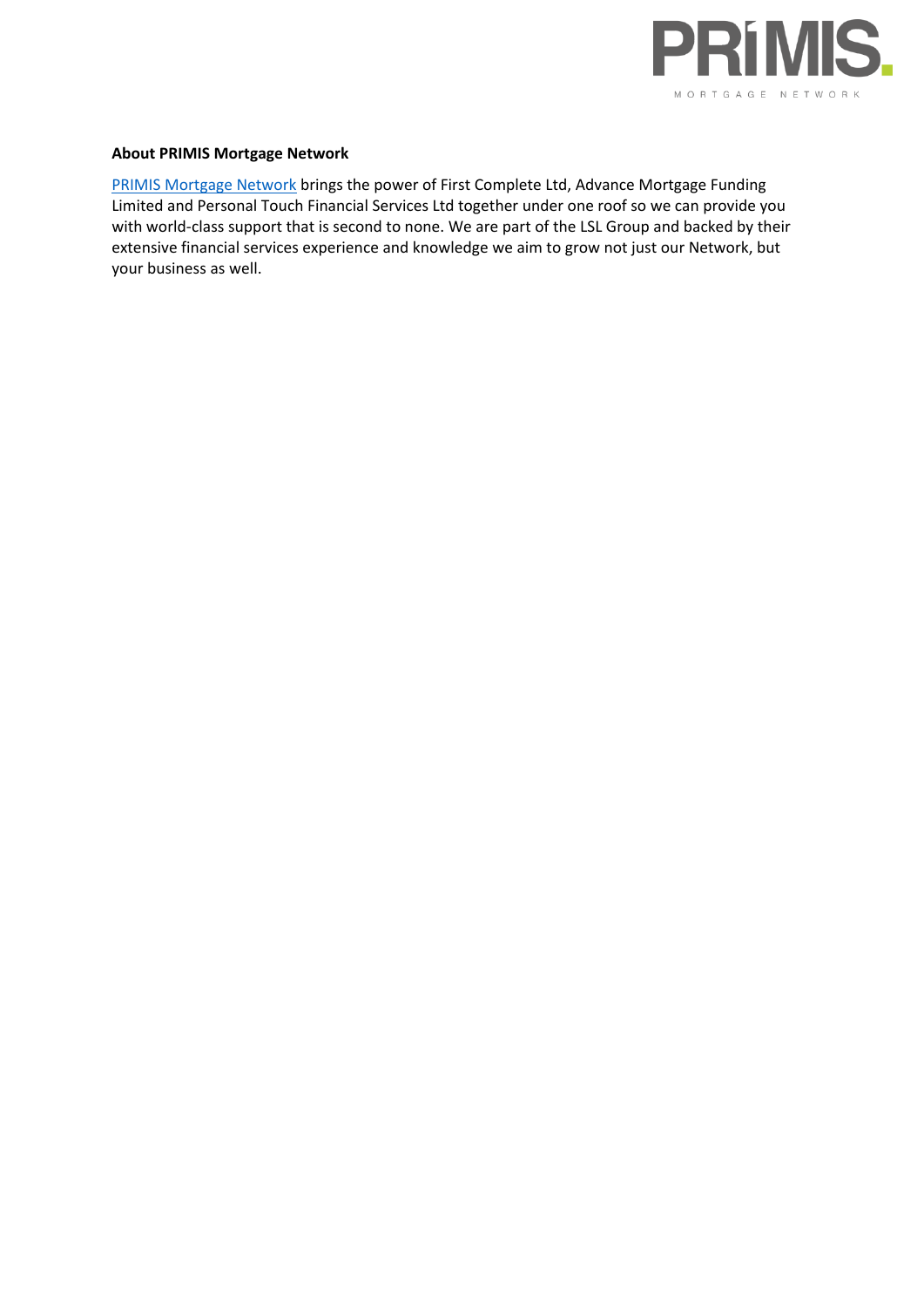**About PRIMIS Mortgage Network**

PRIMIS Mortgage Network brings the power of First Complete Ltd, Advance Mortgage Funding Limited and Personal Touch Financial Services Ltd together under one roof so we can provide you with world-class support that is second to none. We are part of the LSL Group and backed by their extensive financial services experience and knowledge we aim to grow not just our Network, but your business as well.